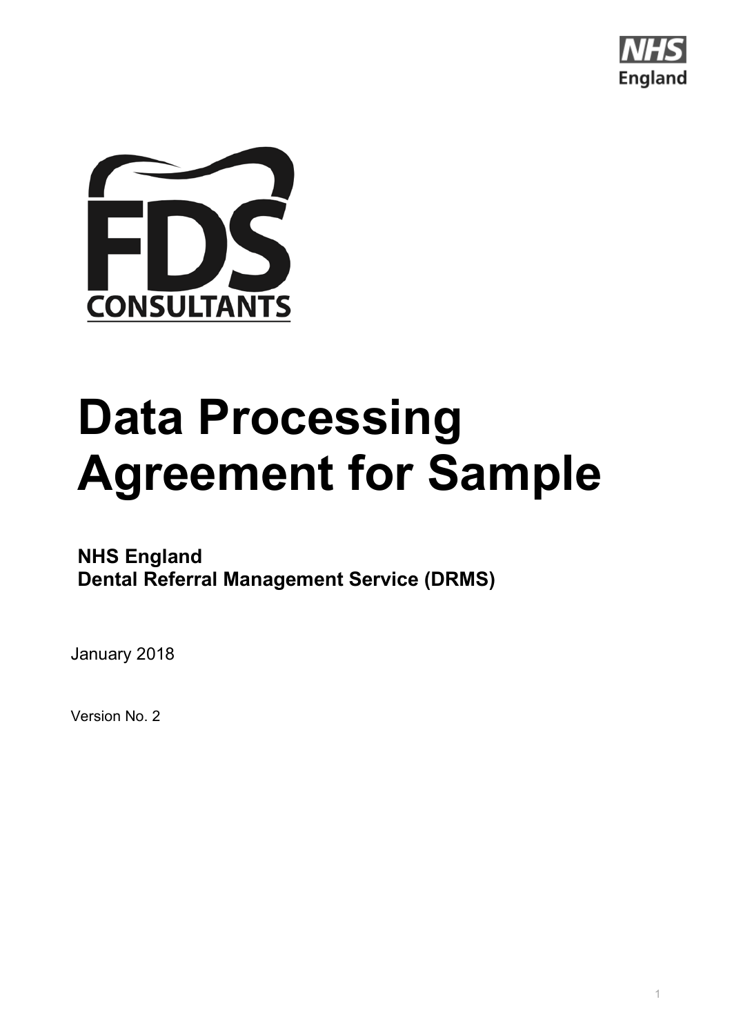NHS England

FDS CONSULTANTS

# Data Processing Agreement for Sample

**NHS England**
**Dental Referral Management Service (DRMS)**

January 2018

Version No. 2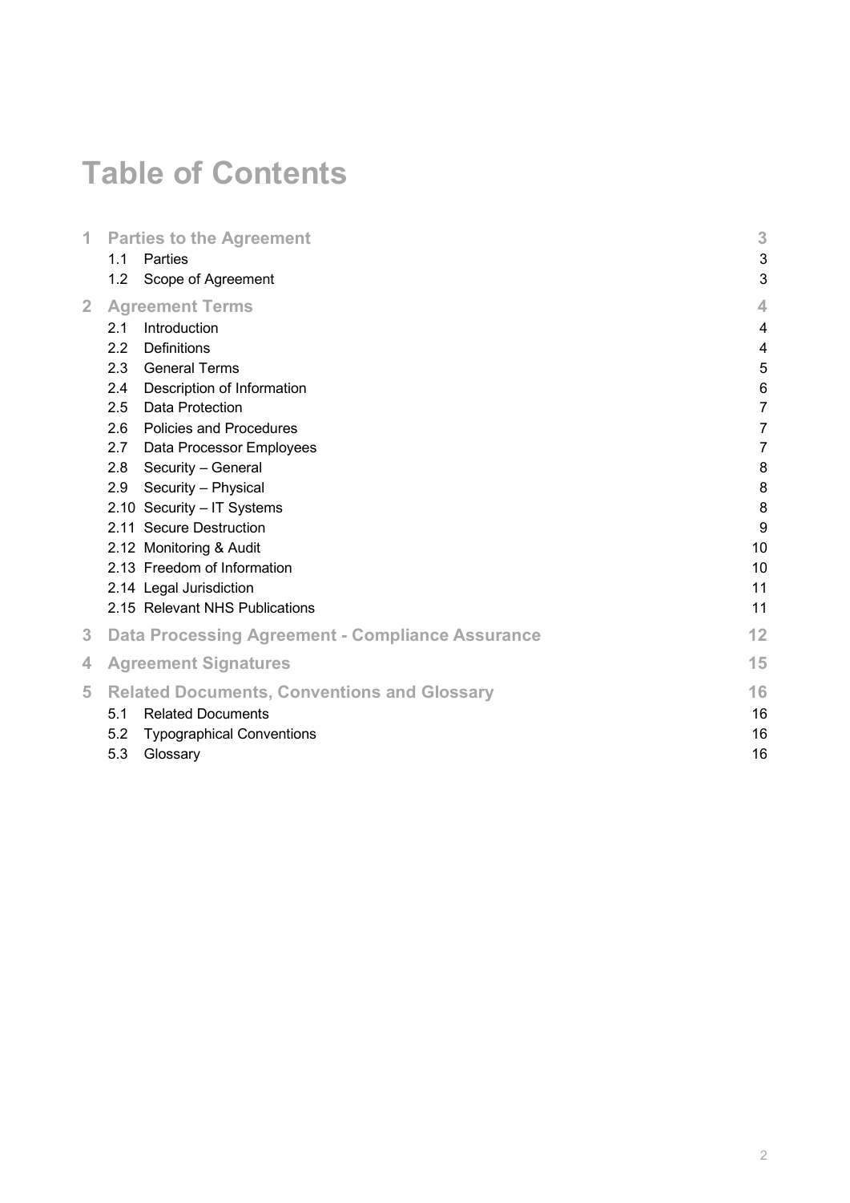# Table of Contents

| | | |
|---|---|---|
| **1** | **Parties to the Agreement** | **3** |
| 1.1 | Parties | 3 |
| 1.2 | Scope of Agreement | 3 |
| **2** | **Agreement Terms** | **4** |
| 2.1 | Introduction | 4 |
| 2.2 | Definitions | 4 |
| 2.3 | General Terms | 5 |
| 2.4 | Description of Information | 6 |
| 2.5 | Data Protection | 7 |
| 2.6 | Policies and Procedures | 7 |
| 2.7 | Data Processor Employees | 7 |
| 2.8 | Security – General | 8 |
| 2.9 | Security – Physical | 8 |
| 2.10 | Security – IT Systems | 8 |
| 2.11 | Secure Destruction | 9 |
| 2.12 | Monitoring & Audit | 10 |
| 2.13 | Freedom of Information | 10 |
| 2.14 | Legal Jurisdiction | 11 |
| 2.15 | Relevant NHS Publications | 11 |
| **3** | **Data Processing Agreement - Compliance Assurance** | **12** |
| **4** | **Agreement Signatures** | **15** |
| **5** | **Related Documents, Conventions and Glossary** | **16** |
| 5.1 | Related Documents | 16 |
| 5.2 | Typographical Conventions | 16 |
| 5.3 | Glossary | 16 |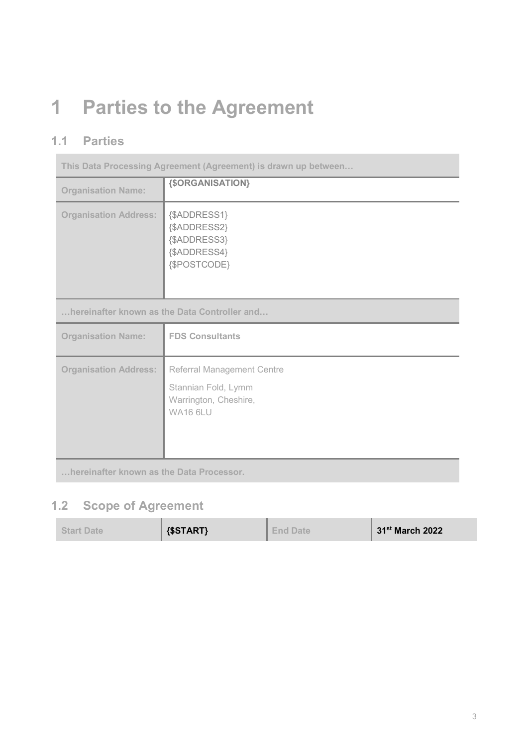# 1 Parties to the Agreement

## 1.1 Parties

| This Data Processing Agreement (Agreement) is drawn up between… | |
|---|---|
| **Organisation Name:** | **{$ORGANISATION}** |
| **Organisation Address:** | {$ADDRESS1}<br>{$ADDRESS2}<br>{$ADDRESS3}<br>{$ADDRESS4}<br>{$POSTCODE} |
| **…hereinafter known as the Data Controller and…** | |
| **Organisation Name:** | **FDS Consultants** |
| **Organisation Address:** | Referral Management Centre<br>Stannian Fold, Lymm<br>Warrington, Cheshire,<br>WA16 6LU |
| **…hereinafter known as the Data Processor.** | |

## 1.2 Scope of Agreement

| Start Date | {$START} | End Date | 31st March 2022 |
|---|---|---|---|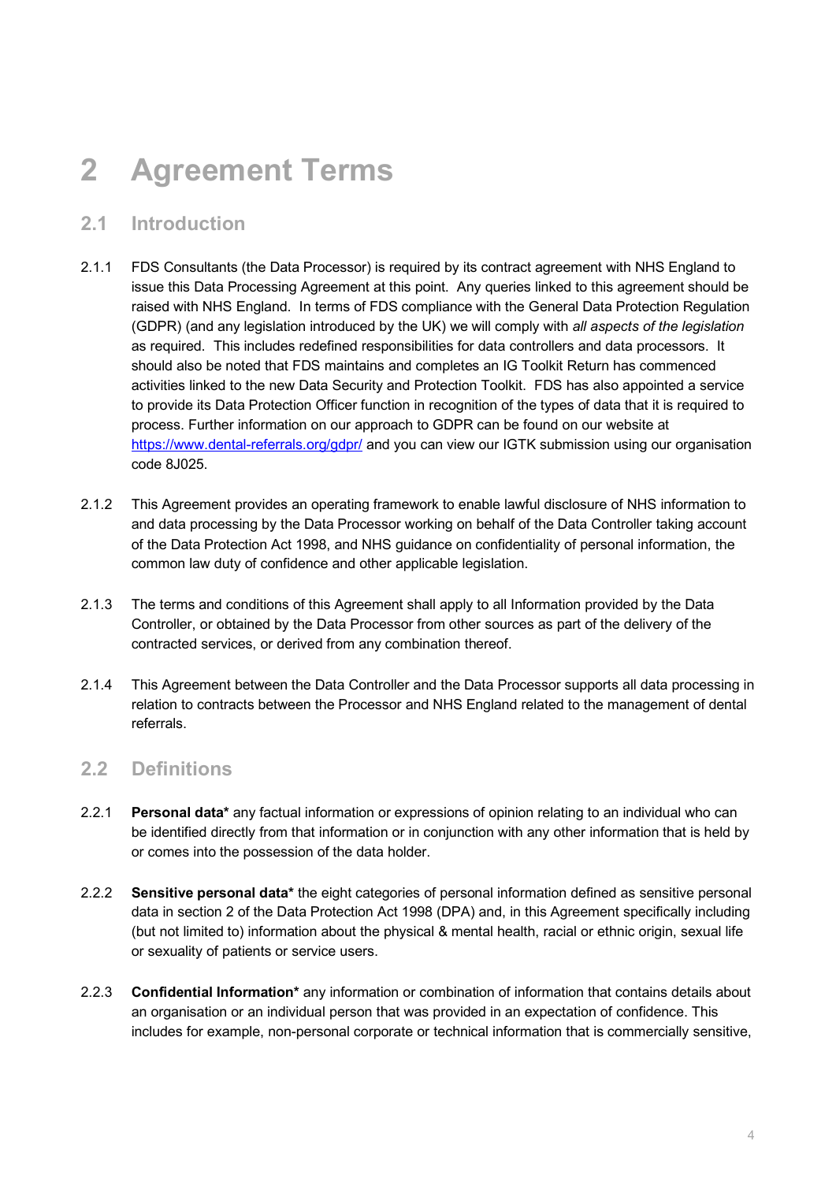# 2 Agreement Terms

## 2.1 Introduction

2.1.1 FDS Consultants (the Data Processor) is required by its contract agreement with NHS England to issue this Data Processing Agreement at this point. Any queries linked to this agreement should be raised with NHS England. In terms of FDS compliance with the General Data Protection Regulation (GDPR) (and any legislation introduced by the UK) we will comply with *all aspects of the legislation* as required. This includes redefined responsibilities for data controllers and data processors. It should also be noted that FDS maintains and completes an IG Toolkit Return has commenced activities linked to the new Data Security and Protection Toolkit. FDS has also appointed a service to provide its Data Protection Officer function in recognition of the types of data that it is required to process. Further information on our approach to GDPR can be found on our website at [https://www.dental-referrals.org/gdpr/](https://www.dental-referrals.org/gdpr/) and you can view our IGTK submission using our organisation code 8J025.

2.1.2 This Agreement provides an operating framework to enable lawful disclosure of NHS information to and data processing by the Data Processor working on behalf of the Data Controller taking account of the Data Protection Act 1998, and NHS guidance on confidentiality of personal information, the common law duty of confidence and other applicable legislation.

2.1.3 The terms and conditions of this Agreement shall apply to all Information provided by the Data Controller, or obtained by the Data Processor from other sources as part of the delivery of the contracted services, or derived from any combination thereof.

2.1.4 This Agreement between the Data Controller and the Data Processor supports all data processing in relation to contracts between the Processor and NHS England related to the management of dental referrals.

## 2.2 Definitions

2.2.1 **Personal data*** any factual information or expressions of opinion relating to an individual who can be identified directly from that information or in conjunction with any other information that is held by or comes into the possession of the data holder.

2.2.2 **Sensitive personal data*** the eight categories of personal information defined as sensitive personal data in section 2 of the Data Protection Act 1998 (DPA) and, in this Agreement specifically including (but not limited to) information about the physical & mental health, racial or ethnic origin, sexual life or sexuality of patients or service users.

2.2.3 **Confidential Information*** any information or combination of information that contains details about an organisation or an individual person that was provided in an expectation of confidence. This includes for example, non-personal corporate or technical information that is commercially sensitive,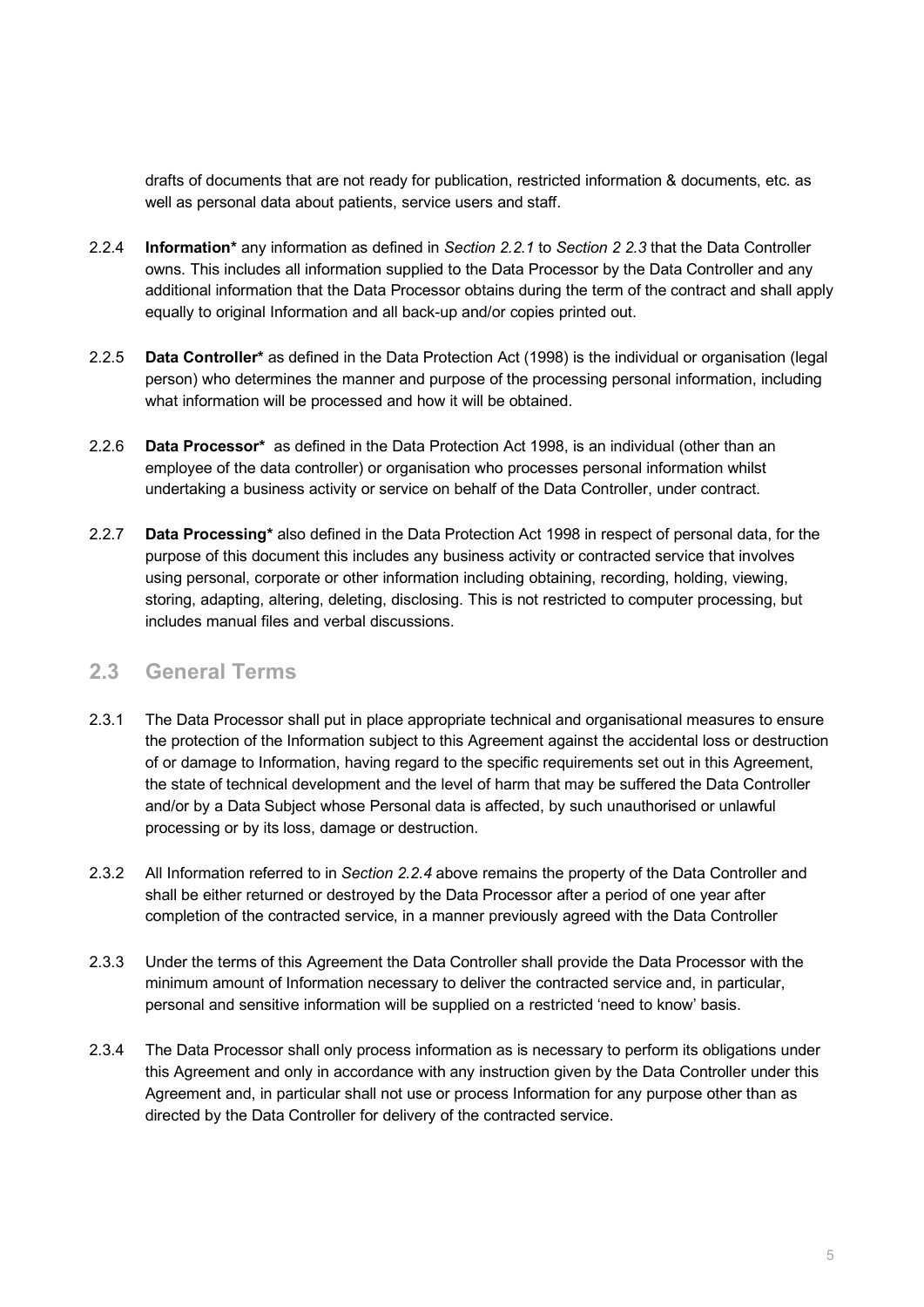drafts of documents that are not ready for publication, restricted information & documents, etc. as well as personal data about patients, service users and staff.

2.2.4 **Information*** any information as defined in *Section 2.2.1* to *Section 2 2.3* that the Data Controller owns. This includes all information supplied to the Data Processor by the Data Controller and any additional information that the Data Processor obtains during the term of the contract and shall apply equally to original Information and all back-up and/or copies printed out.

2.2.5 **Data Controller*** as defined in the Data Protection Act (1998) is the individual or organisation (legal person) who determines the manner and purpose of the processing personal information, including what information will be processed and how it will be obtained.

2.2.6 **Data Processor*** as defined in the Data Protection Act 1998, is an individual (other than an employee of the data controller) or organisation who processes personal information whilst undertaking a business activity or service on behalf of the Data Controller, under contract.

2.2.7 **Data Processing*** also defined in the Data Protection Act 1998 in respect of personal data, for the purpose of this document this includes any business activity or contracted service that involves using personal, corporate or other information including obtaining, recording, holding, viewing, storing, adapting, altering, deleting, disclosing. This is not restricted to computer processing, but includes manual files and verbal discussions.

## 2.3 General Terms

2.3.1 The Data Processor shall put in place appropriate technical and organisational measures to ensure the protection of the Information subject to this Agreement against the accidental loss or destruction of or damage to Information, having regard to the specific requirements set out in this Agreement, the state of technical development and the level of harm that may be suffered the Data Controller and/or by a Data Subject whose Personal data is affected, by such unauthorised or unlawful processing or by its loss, damage or destruction.

2.3.2 All Information referred to in *Section 2.2.4* above remains the property of the Data Controller and shall be either returned or destroyed by the Data Processor after a period of one year after completion of the contracted service, in a manner previously agreed with the Data Controller

2.3.3 Under the terms of this Agreement the Data Controller shall provide the Data Processor with the minimum amount of Information necessary to deliver the contracted service and, in particular, personal and sensitive information will be supplied on a restricted 'need to know' basis.

2.3.4 The Data Processor shall only process information as is necessary to perform its obligations under this Agreement and only in accordance with any instruction given by the Data Controller under this Agreement and, in particular shall not use or process Information for any purpose other than as directed by the Data Controller for delivery of the contracted service.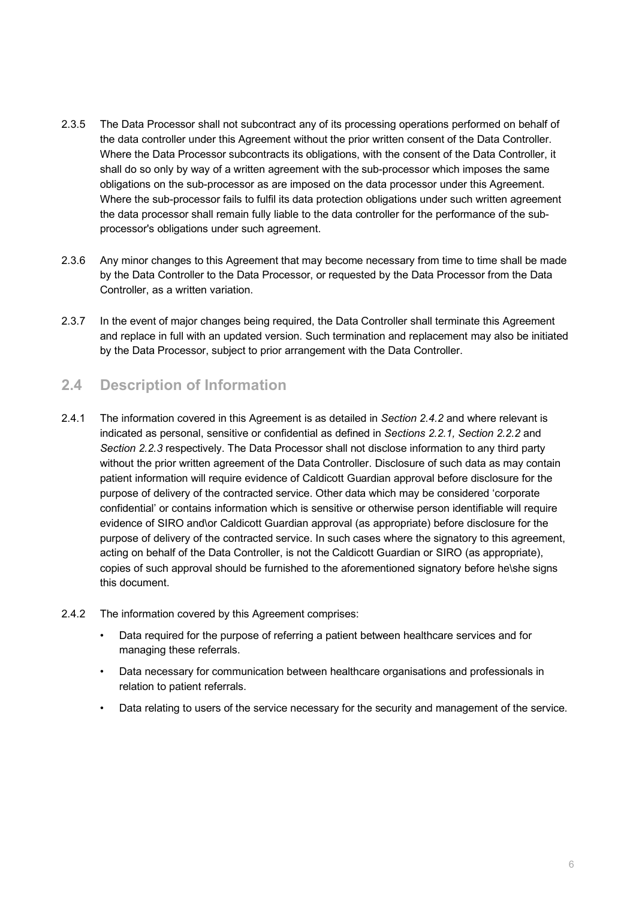2.3.5 The Data Processor shall not subcontract any of its processing operations performed on behalf of the data controller under this Agreement without the prior written consent of the Data Controller. Where the Data Processor subcontracts its obligations, with the consent of the Data Controller, it shall do so only by way of a written agreement with the sub-processor which imposes the same obligations on the sub-processor as are imposed on the data processor under this Agreement. Where the sub-processor fails to fulfil its data protection obligations under such written agreement the data processor shall remain fully liable to the data controller for the performance of the sub-processor's obligations under such agreement.

2.3.6 Any minor changes to this Agreement that may become necessary from time to time shall be made by the Data Controller to the Data Processor, or requested by the Data Processor from the Data Controller, as a written variation.

2.3.7 In the event of major changes being required, the Data Controller shall terminate this Agreement and replace in full with an updated version. Such termination and replacement may also be initiated by the Data Processor, subject to prior arrangement with the Data Controller.

## 2.4 Description of Information

2.4.1 The information covered in this Agreement is as detailed in *Section 2.4.2* and where relevant is indicated as personal, sensitive or confidential as defined in *Sections 2.2.1, Section 2.2.2* and *Section 2.2.3* respectively. The Data Processor shall not disclose information to any third party without the prior written agreement of the Data Controller. Disclosure of such data as may contain patient information will require evidence of Caldicott Guardian approval before disclosure for the purpose of delivery of the contracted service. Other data which may be considered 'corporate confidential' or contains information which is sensitive or otherwise person identifiable will require evidence of SIRO and\or Caldicott Guardian approval (as appropriate) before disclosure for the purpose of delivery of the contracted service. In such cases where the signatory to this agreement, acting on behalf of the Data Controller, is not the Caldicott Guardian or SIRO (as appropriate), copies of such approval should be furnished to the aforementioned signatory before he\she signs this document.

2.4.2 The information covered by this Agreement comprises:

- Data required for the purpose of referring a patient between healthcare services and for managing these referrals.
- Data necessary for communication between healthcare organisations and professionals in relation to patient referrals.
- Data relating to users of the service necessary for the security and management of the service.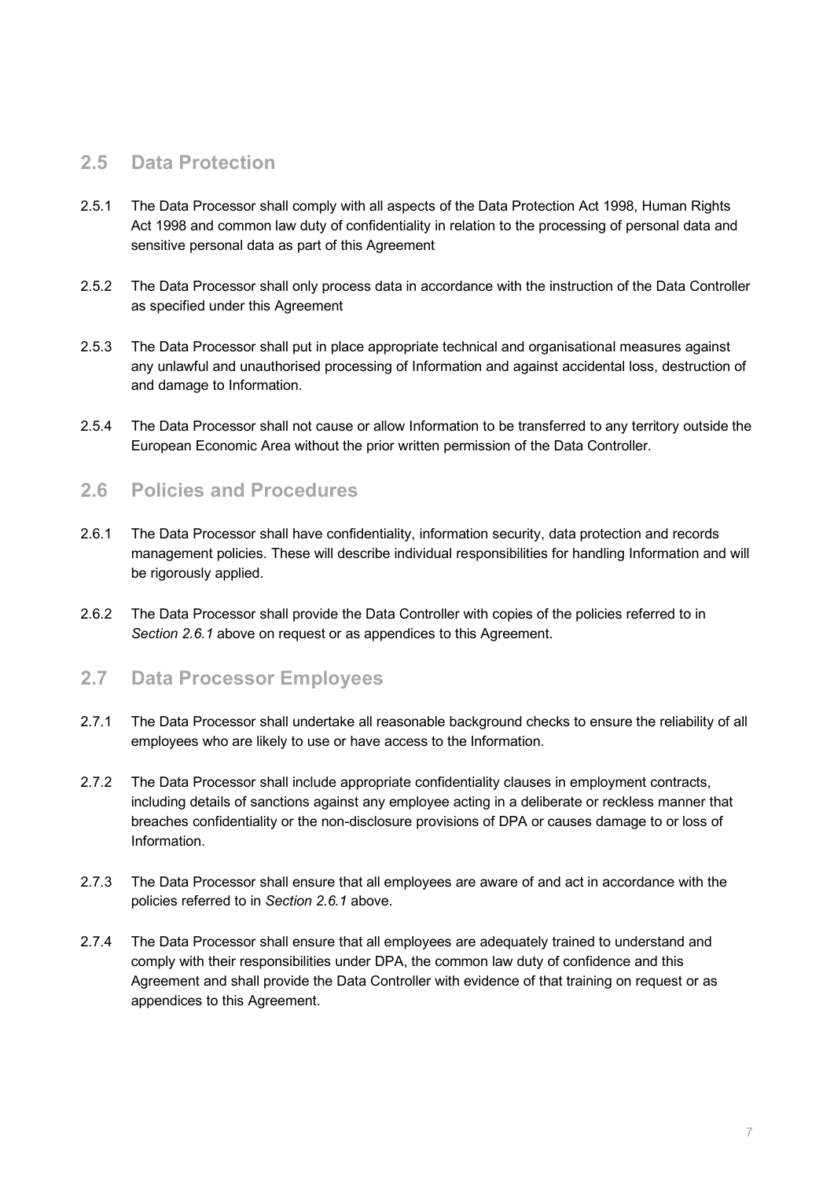## 2.5 Data Protection

2.5.1 The Data Processor shall comply with all aspects of the Data Protection Act 1998, Human Rights Act 1998 and common law duty of confidentiality in relation to the processing of personal data and sensitive personal data as part of this Agreement

2.5.2 The Data Processor shall only process data in accordance with the instruction of the Data Controller as specified under this Agreement

2.5.3 The Data Processor shall put in place appropriate technical and organisational measures against any unlawful and unauthorised processing of Information and against accidental loss, destruction of and damage to Information.

2.5.4 The Data Processor shall not cause or allow Information to be transferred to any territory outside the European Economic Area without the prior written permission of the Data Controller.

## 2.6 Policies and Procedures

2.6.1 The Data Processor shall have confidentiality, information security, data protection and records management policies. These will describe individual responsibilities for handling Information and will be rigorously applied.

2.6.2 The Data Processor shall provide the Data Controller with copies of the policies referred to in *Section 2.6.1* above on request or as appendices to this Agreement.

## 2.7 Data Processor Employees

2.7.1 The Data Processor shall undertake all reasonable background checks to ensure the reliability of all employees who are likely to use or have access to the Information.

2.7.2 The Data Processor shall include appropriate confidentiality clauses in employment contracts, including details of sanctions against any employee acting in a deliberate or reckless manner that breaches confidentiality or the non-disclosure provisions of DPA or causes damage to or loss of Information.

2.7.3 The Data Processor shall ensure that all employees are aware of and act in accordance with the policies referred to in *Section 2.6.1* above.

2.7.4 The Data Processor shall ensure that all employees are adequately trained to understand and comply with their responsibilities under DPA, the common law duty of confidence and this Agreement and shall provide the Data Controller with evidence of that training on request or as appendices to this Agreement.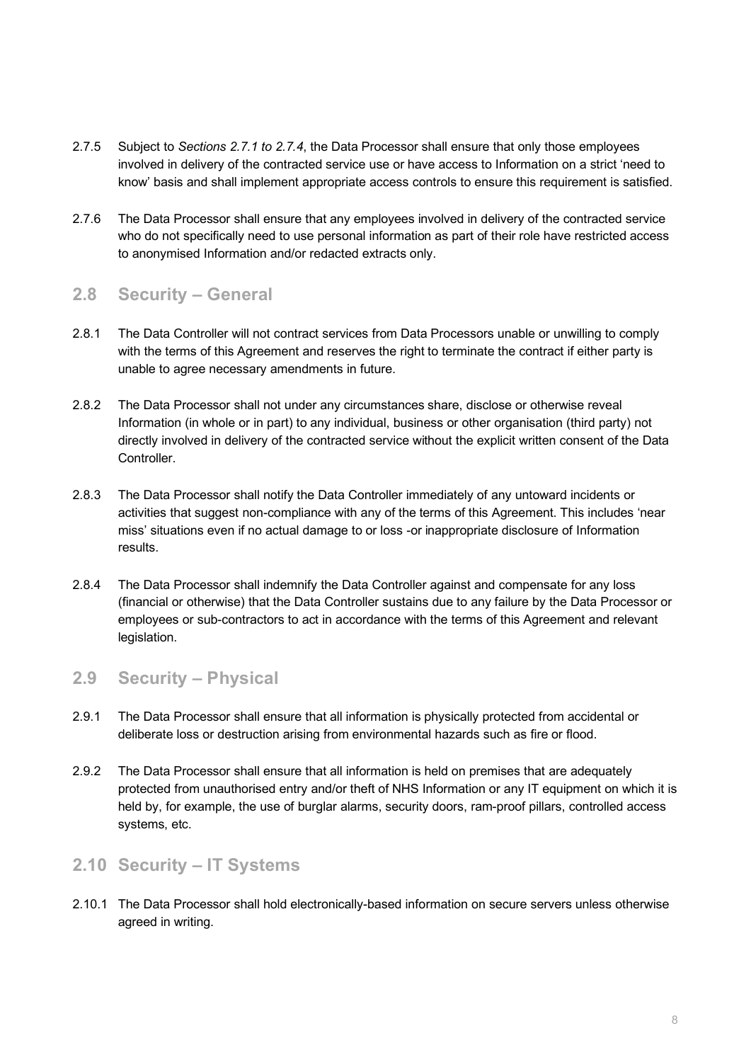2.7.5 Subject to *Sections 2.7.1 to 2.7.4*, the Data Processor shall ensure that only those employees involved in delivery of the contracted service use or have access to Information on a strict 'need to know' basis and shall implement appropriate access controls to ensure this requirement is satisfied.

2.7.6 The Data Processor shall ensure that any employees involved in delivery of the contracted service who do not specifically need to use personal information as part of their role have restricted access to anonymised Information and/or redacted extracts only.

## 2.8 Security – General

2.8.1 The Data Controller will not contract services from Data Processors unable or unwilling to comply with the terms of this Agreement and reserves the right to terminate the contract if either party is unable to agree necessary amendments in future.

2.8.2 The Data Processor shall not under any circumstances share, disclose or otherwise reveal Information (in whole or in part) to any individual, business or other organisation (third party) not directly involved in delivery of the contracted service without the explicit written consent of the Data Controller.

2.8.3 The Data Processor shall notify the Data Controller immediately of any untoward incidents or activities that suggest non-compliance with any of the terms of this Agreement. This includes 'near miss' situations even if no actual damage to or loss -or inappropriate disclosure of Information results.

2.8.4 The Data Processor shall indemnify the Data Controller against and compensate for any loss (financial or otherwise) that the Data Controller sustains due to any failure by the Data Processor or employees or sub-contractors to act in accordance with the terms of this Agreement and relevant legislation.

## 2.9 Security – Physical

2.9.1 The Data Processor shall ensure that all information is physically protected from accidental or deliberate loss or destruction arising from environmental hazards such as fire or flood.

2.9.2 The Data Processor shall ensure that all information is held on premises that are adequately protected from unauthorised entry and/or theft of NHS Information or any IT equipment on which it is held by, for example, the use of burglar alarms, security doors, ram-proof pillars, controlled access systems, etc.

## 2.10 Security – IT Systems

2.10.1 The Data Processor shall hold electronically-based information on secure servers unless otherwise agreed in writing.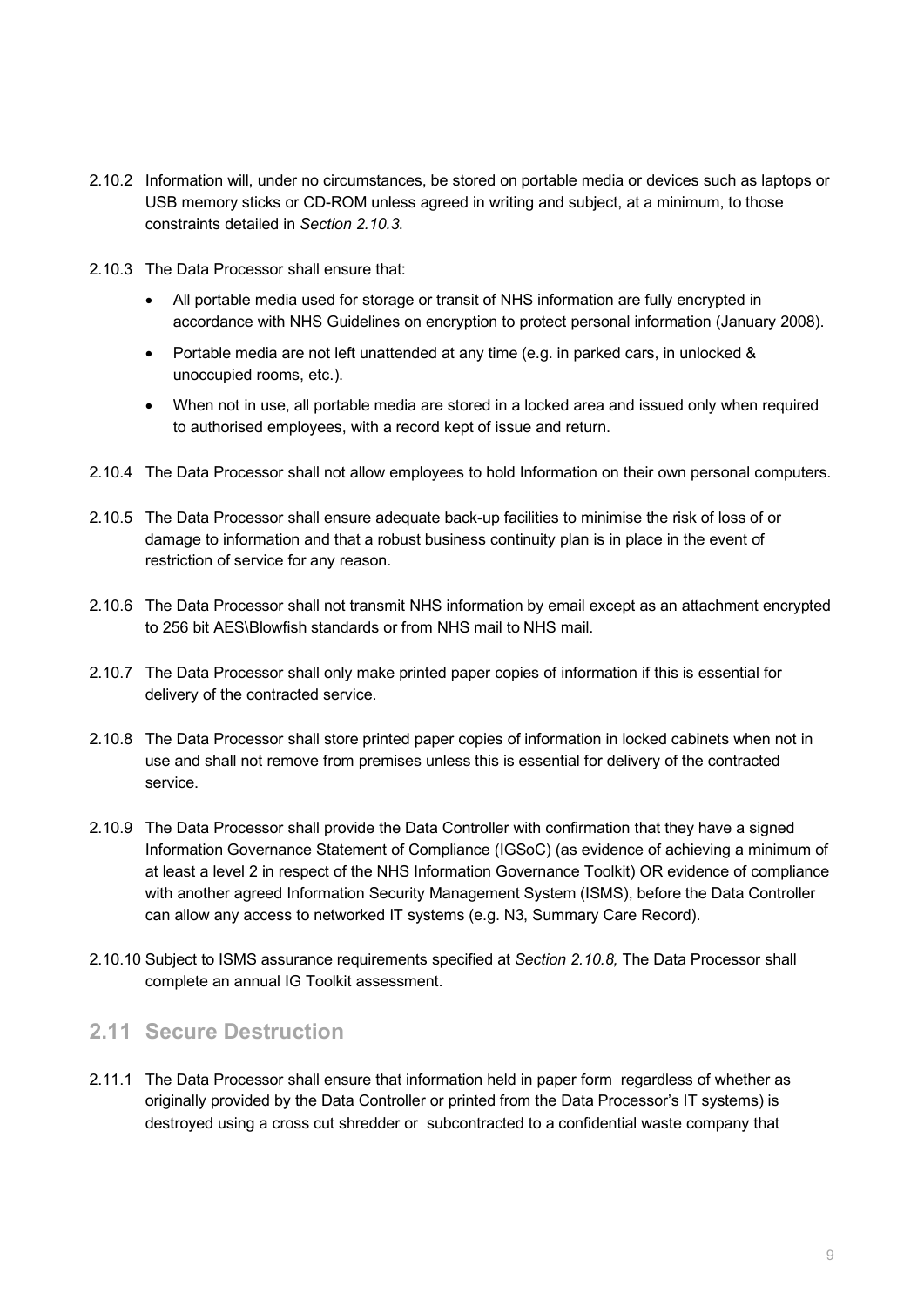2.10.2 Information will, under no circumstances, be stored on portable media or devices such as laptops or USB memory sticks or CD-ROM unless agreed in writing and subject, at a minimum, to those constraints detailed in *Section 2.10.3*.

2.10.3 The Data Processor shall ensure that:

- All portable media used for storage or transit of NHS information are fully encrypted in accordance with NHS Guidelines on encryption to protect personal information (January 2008).
- Portable media are not left unattended at any time (e.g. in parked cars, in unlocked & unoccupied rooms, etc.).
- When not in use, all portable media are stored in a locked area and issued only when required to authorised employees, with a record kept of issue and return.

2.10.4 The Data Processor shall not allow employees to hold Information on their own personal computers.

2.10.5 The Data Processor shall ensure adequate back-up facilities to minimise the risk of loss of or damage to information and that a robust business continuity plan is in place in the event of restriction of service for any reason.

2.10.6 The Data Processor shall not transmit NHS information by email except as an attachment encrypted to 256 bit AES\Blowfish standards or from NHS mail to NHS mail.

2.10.7 The Data Processor shall only make printed paper copies of information if this is essential for delivery of the contracted service.

2.10.8 The Data Processor shall store printed paper copies of information in locked cabinets when not in use and shall not remove from premises unless this is essential for delivery of the contracted service.

2.10.9 The Data Processor shall provide the Data Controller with confirmation that they have a signed Information Governance Statement of Compliance (IGSoC) (as evidence of achieving a minimum of at least a level 2 in respect of the NHS Information Governance Toolkit) OR evidence of compliance with another agreed Information Security Management System (ISMS), before the Data Controller can allow any access to networked IT systems (e.g. N3, Summary Care Record).

2.10.10 Subject to ISMS assurance requirements specified at *Section 2.10.8,* The Data Processor shall complete an annual IG Toolkit assessment.

## 2.11 Secure Destruction

2.11.1 The Data Processor shall ensure that information held in paper form regardless of whether as originally provided by the Data Controller or printed from the Data Processor's IT systems) is destroyed using a cross cut shredder or subcontracted to a confidential waste company that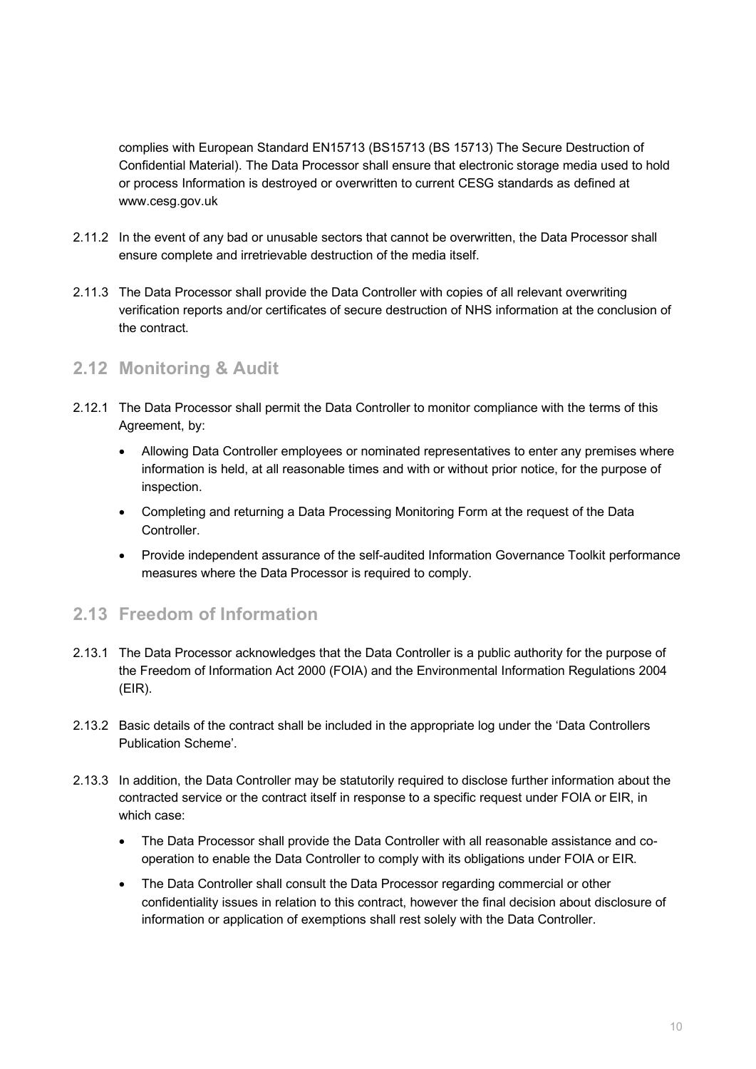complies with European Standard EN15713 (BS15713 (BS 15713) The Secure Destruction of Confidential Material). The Data Processor shall ensure that electronic storage media used to hold or process Information is destroyed or overwritten to current CESG standards as defined at www.cesg.gov.uk

2.11.2 In the event of any bad or unusable sectors that cannot be overwritten, the Data Processor shall ensure complete and irretrievable destruction of the media itself.

2.11.3 The Data Processor shall provide the Data Controller with copies of all relevant overwriting verification reports and/or certificates of secure destruction of NHS information at the conclusion of the contract.

## 2.12 Monitoring & Audit

2.12.1 The Data Processor shall permit the Data Controller to monitor compliance with the terms of this Agreement, by:

- Allowing Data Controller employees or nominated representatives to enter any premises where information is held, at all reasonable times and with or without prior notice, for the purpose of inspection.
- Completing and returning a Data Processing Monitoring Form at the request of the Data Controller.
- Provide independent assurance of the self-audited Information Governance Toolkit performance measures where the Data Processor is required to comply.

## 2.13 Freedom of Information

2.13.1 The Data Processor acknowledges that the Data Controller is a public authority for the purpose of the Freedom of Information Act 2000 (FOIA) and the Environmental Information Regulations 2004 (EIR).

2.13.2 Basic details of the contract shall be included in the appropriate log under the 'Data Controllers Publication Scheme'.

2.13.3 In addition, the Data Controller may be statutorily required to disclose further information about the contracted service or the contract itself in response to a specific request under FOIA or EIR, in which case:

- The Data Processor shall provide the Data Controller with all reasonable assistance and co-operation to enable the Data Controller to comply with its obligations under FOIA or EIR.
- The Data Controller shall consult the Data Processor regarding commercial or other confidentiality issues in relation to this contract, however the final decision about disclosure of information or application of exemptions shall rest solely with the Data Controller.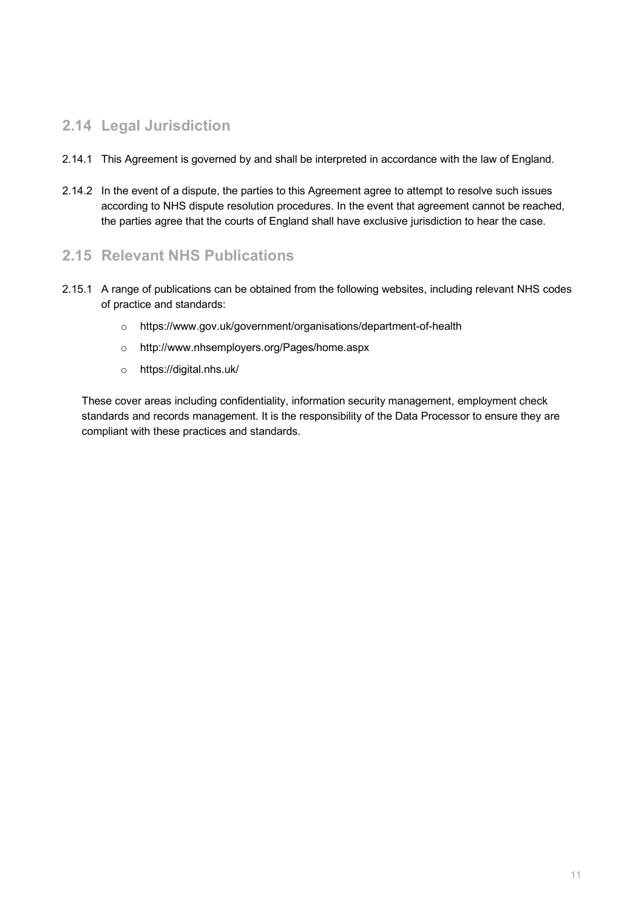## 2.14 Legal Jurisdiction

2.14.1 This Agreement is governed by and shall be interpreted in accordance with the law of England.

2.14.2 In the event of a dispute, the parties to this Agreement agree to attempt to resolve such issues according to NHS dispute resolution procedures. In the event that agreement cannot be reached, the parties agree that the courts of England shall have exclusive jurisdiction to hear the case.

## 2.15 Relevant NHS Publications

2.15.1 A range of publications can be obtained from the following websites, including relevant NHS codes of practice and standards:

- https://www.gov.uk/government/organisations/department-of-health
- http://www.nhsemployers.org/Pages/home.aspx
- https://digital.nhs.uk/

These cover areas including confidentiality, information security management, employment check standards and records management. It is the responsibility of the Data Processor to ensure they are compliant with these practices and standards.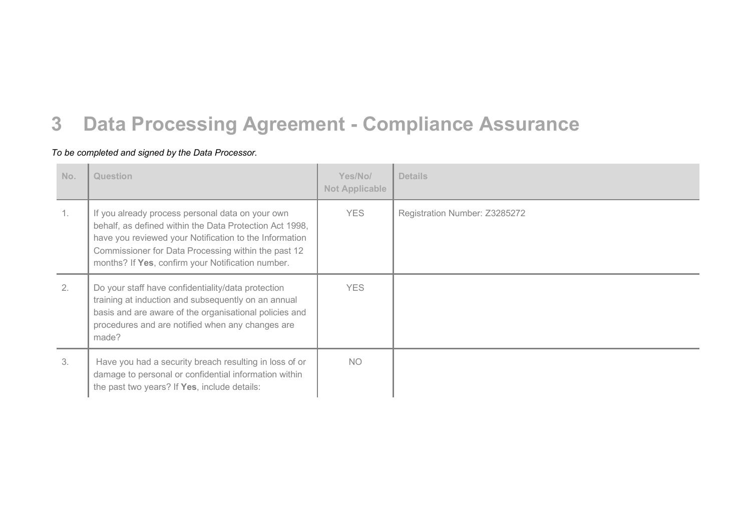# 3 Data Processing Agreement - Compliance Assurance

*To be completed and signed by the Data Processor.*

| No. | Question | Yes/No/ Not Applicable | Details |
|---|---|---|---|
| 1. | If you already process personal data on your own behalf, as defined within the Data Protection Act 1998, have you reviewed your Notification to the Information Commissioner for Data Processing within the past 12 months? If **Yes**, confirm your Notification number. | YES | Registration Number: Z3285272 |
| 2. | Do your staff have confidentiality/data protection training at induction and subsequently on an annual basis and are aware of the organisational policies and procedures and are notified when any changes are made? | YES | |
| 3. | Have you had a security breach resulting in loss of or damage to personal or confidential information within the past two years? If **Yes**, include details: | NO | |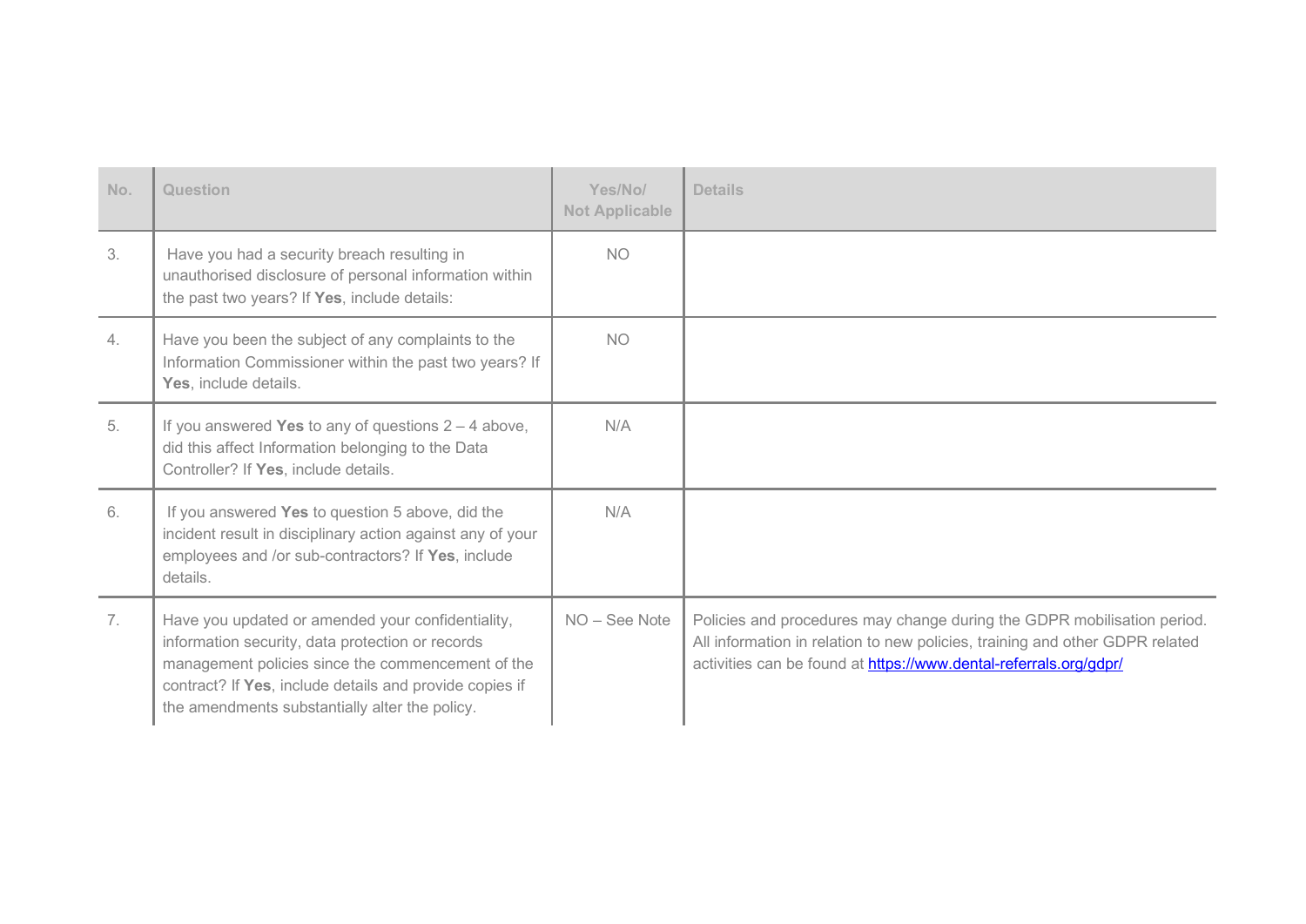| No. | Question | Yes/No/ Not Applicable | Details |
| --- | --- | --- | --- |
| 3. | Have you had a security breach resulting in unauthorised disclosure of personal information within the past two years? If **Yes**, include details: | NO | |
| 4. | Have you been the subject of any complaints to the Information Commissioner within the past two years? If **Yes**, include details. | NO | |
| 5. | If you answered **Yes** to any of questions 2 – 4 above, did this affect Information belonging to the Data Controller? If **Yes**, include details. | N/A | |
| 6. | If you answered **Yes** to question 5 above, did the incident result in disciplinary action against any of your employees and /or sub-contractors? If **Yes**, include details. | N/A | |
| 7. | Have you updated or amended your confidentiality, information security, data protection or records management policies since the commencement of the contract? If **Yes**, include details and provide copies if the amendments substantially alter the policy. | NO – See Note | Policies and procedures may change during the GDPR mobilisation period. All information in relation to new policies, training and other GDPR related activities can be found at [https://www.dental-referrals.org/gdpr/](https://www.dental-referrals.org/gdpr/) |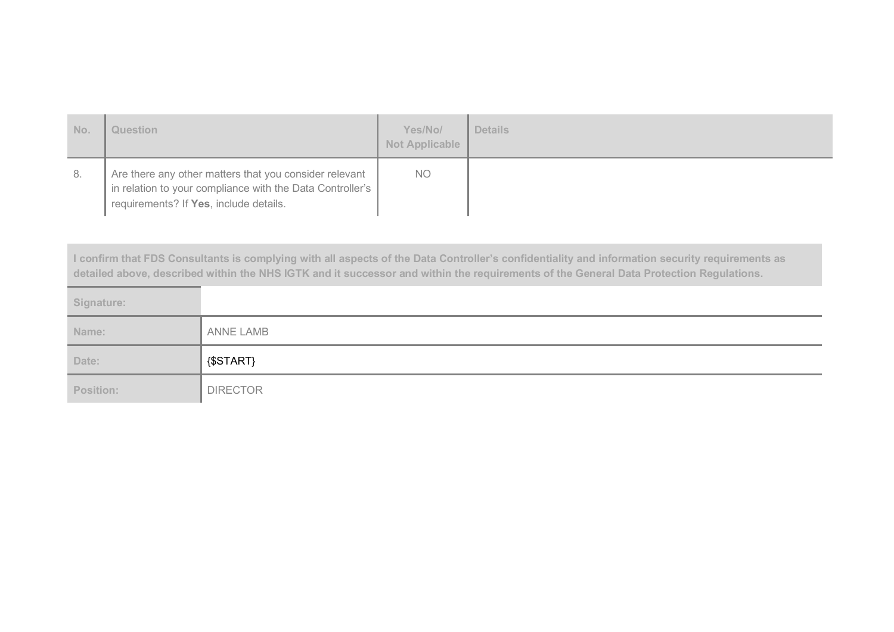| No. | Question | Yes/No/ Not Applicable | Details |
|---|---|---|---|
| 8. | Are there any other matters that you consider relevant in relation to your compliance with the Data Controller's requirements? If **Yes**, include details. | NO | |

| **I confirm that FDS Consultants is complying with all aspects of the Data Controller's confidentiality and information security requirements as detailed above, described within the NHS IGTK and it successor and within the requirements of the General Data Protection Regulations.** | |
|---|---|
| **Signature:** | |
| **Name:** | ANNE LAMB |
| **Date:** | {$START} |
| **Position:** | DIRECTOR |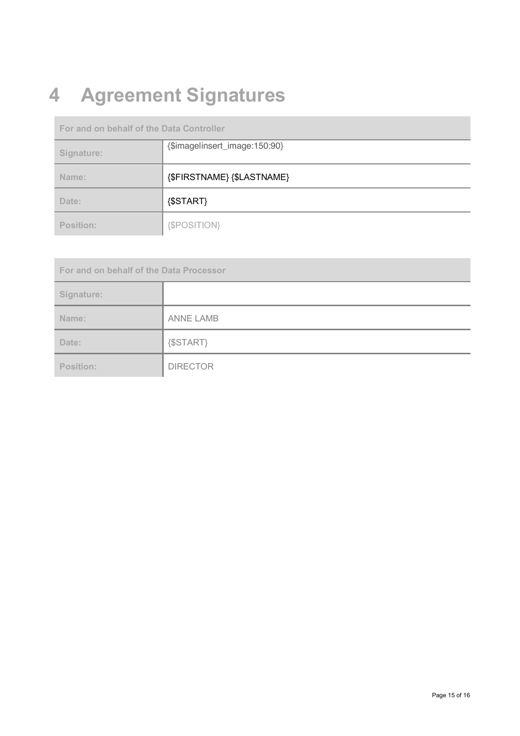# 4 Agreement Signatures

| For and on behalf of the Data Controller | |
|---|---|
| Signature: | {$imageinsert_image:150:90} |
| Name: | {$FIRSTNAME} {$LASTNAME} |
| Date: | {$START} |
| Position: | {$POSITION} |

| For and on behalf of the Data Processor | |
|---|---|
| Signature: | |
| Name: | ANNE LAMB |
| Date: | {$START} |
| Position: | DIRECTOR |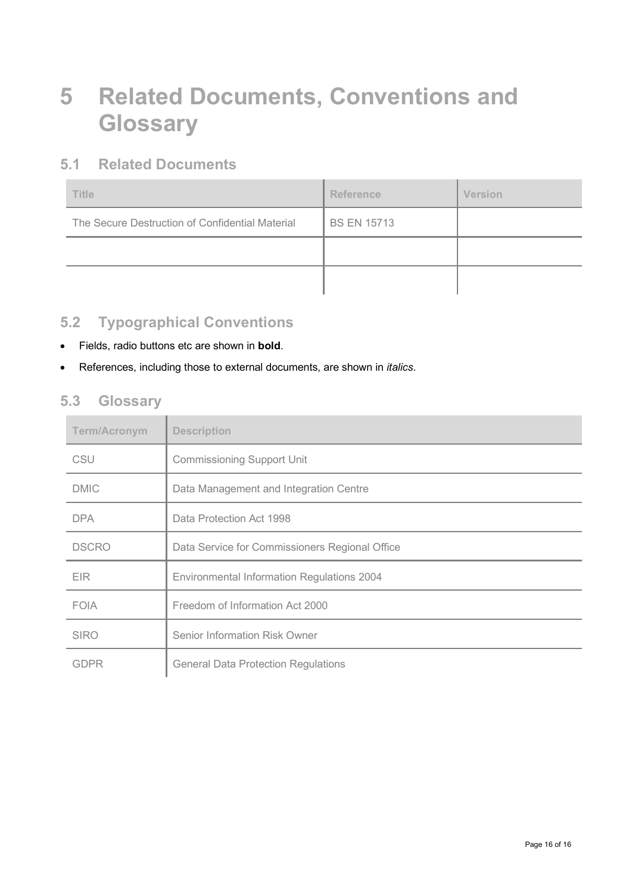# 5 Related Documents, Conventions and Glossary

## 5.1 Related Documents

| Title | Reference | Version |
| --- | --- | --- |
| The Secure Destruction of Confidential Material | BS EN 15713 | |
| | | |
| | | |

## 5.2 Typographical Conventions

- Fields, radio buttons etc are shown in **bold**.
- References, including those to external documents, are shown in *italics*.

## 5.3 Glossary

| Term/Acronym | Description |
| --- | --- |
| CSU | Commissioning Support Unit |
| DMIC | Data Management and Integration Centre |
| DPA | Data Protection Act 1998 |
| DSCRO | Data Service for Commissioners Regional Office |
| EIR | Environmental Information Regulations 2004 |
| FOIA | Freedom of Information Act 2000 |
| SIRO | Senior Information Risk Owner |
| GDPR | General Data Protection Regulations |